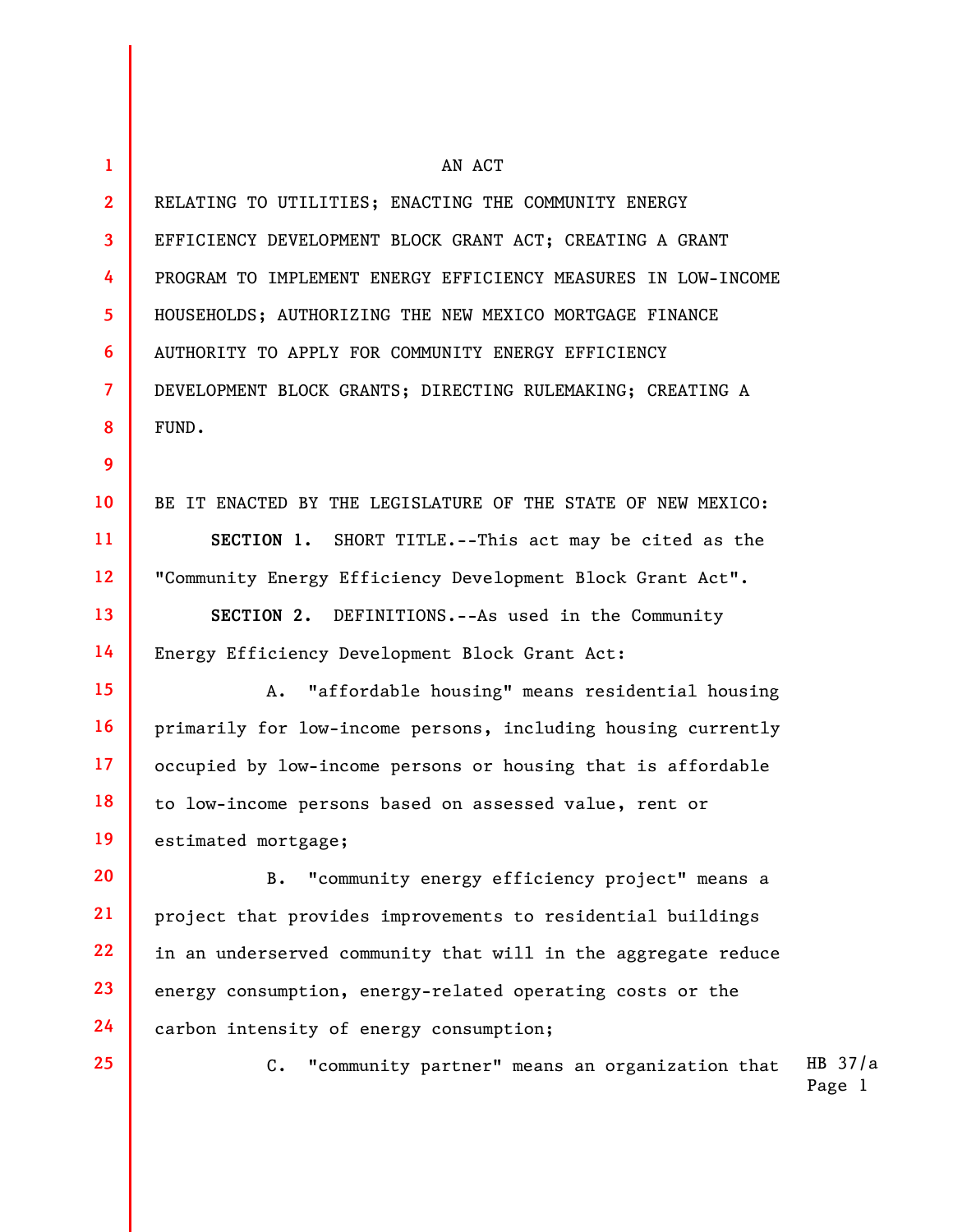AN ACT

RELATING TO UTILITIES; ENACTING THE COMMUNITY ENERGY EFFICIENCY DEVELOPMENT BLOCK GRANT ACT; CREATING A GRANT PROGRAM TO IMPLEMENT ENERGY EFFICIENCY MEASURES IN LOW-INCOME HOUSEHOLDS; AUTHORIZING THE NEW MEXICO MORTGAGE FINANCE AUTHORITY TO APPLY FOR COMMUNITY ENERGY EFFICIENCY DEVELOPMENT BLOCK GRANTS; DIRECTING RULEMAKING; CREATING A FUND.

BE IT ENACTED BY THE LEGISLATURE OF THE STATE OF NEW MEXICO:

**SECTION 1.** SHORT TITLE.--This act may be cited as the "Community Energy Efficiency Development Block Grant Act".

**SECTION 2.** DEFINITIONS.--As used in the Community Energy Efficiency Development Block Grant Act:

A. "affordable housing" means residential housing primarily for low-income persons, including housing currently occupied by low-income persons or housing that is affordable to low-income persons based on assessed value, rent or estimated mortgage;

B. "community energy efficiency project" means a project that provides improvements to residential buildings in an underserved community that will in the aggregate reduce energy consumption, energy-related operating costs or the carbon intensity of energy consumption;

C. "community partner" means an organization that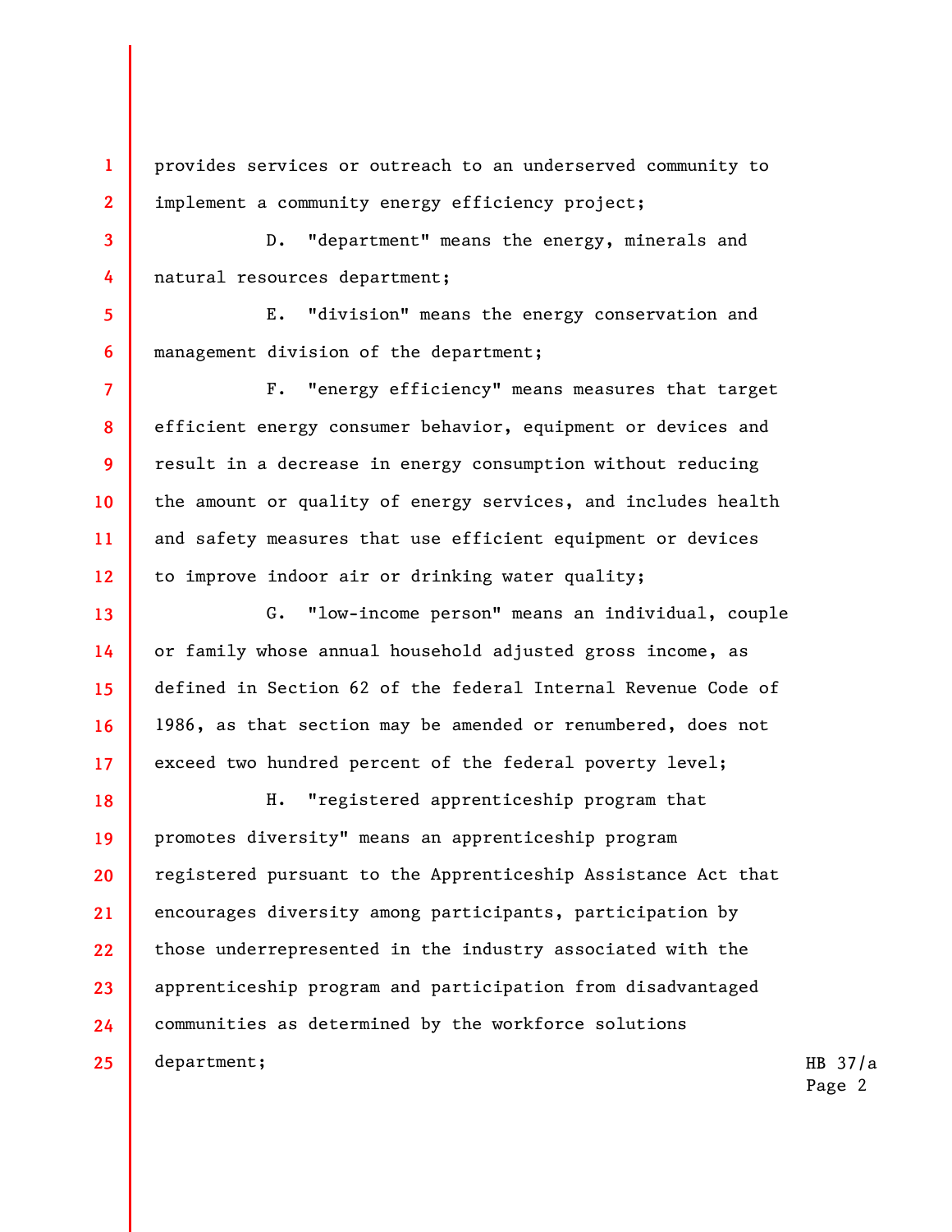provides services or outreach to an underserved community to implement a community energy efficiency project;

D. "department" means the energy, minerals and natural resources department;

E. "division" means the energy conservation and management division of the department;

F. "energy efficiency" means measures that target efficient energy consumer behavior, equipment or devices and result in a decrease in energy consumption without reducing the amount or quality of energy services, and includes health and safety measures that use efficient equipment or devices to improve indoor air or drinking water quality;

G. "low-income person" means an individual, couple or family whose annual household adjusted gross income, as defined in Section 62 of the federal Internal Revenue Code of 1986, as that section may be amended or renumbered, does not exceed two hundred percent of the federal poverty level;

H. "registered apprenticeship program that promotes diversity" means an apprenticeship program registered pursuant to the Apprenticeship Assistance Act that encourages diversity among participants, participation by those underrepresented in the industry associated with the apprenticeship program and participation from disadvantaged communities as determined by the workforce solutions department;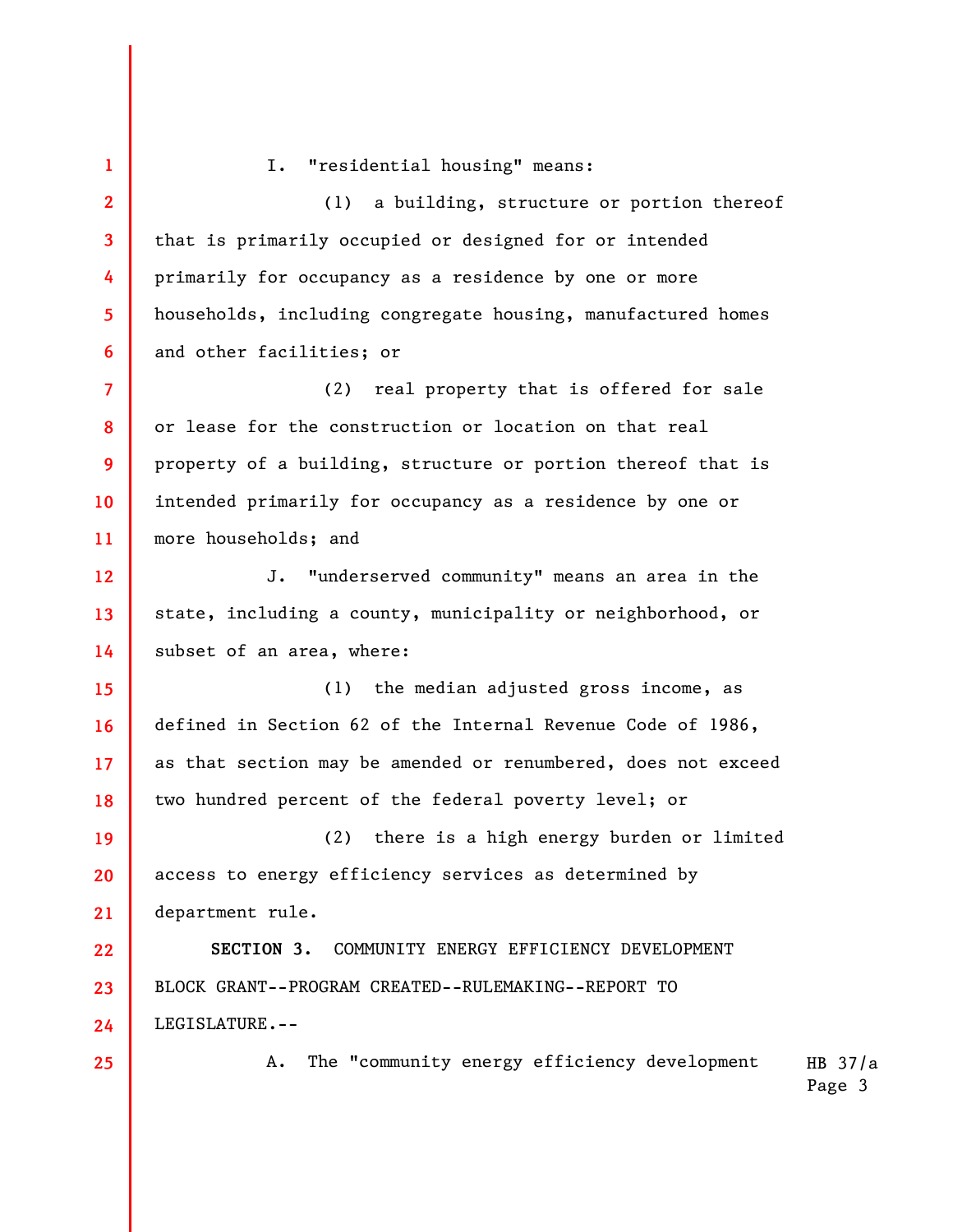I. "residential housing" means:

(1) a building, structure or portion thereof that is primarily occupied or designed for or intended primarily for occupancy as a residence by one or more households, including congregate housing, manufactured homes and other facilities; or

(2) real property that is offered for sale or lease for the construction or location on that real property of a building, structure or portion thereof that is intended primarily for occupancy as a residence by one or more households; and

J. "underserved community" means an area in the state, including a county, municipality or neighborhood, or subset of an area, where:

(1) the median adjusted gross income, as defined in Section 62 of the Internal Revenue Code of 1986, as that section may be amended or renumbered, does not exceed two hundred percent of the federal poverty level; or

(2) there is a high energy burden or limited access to energy efficiency services as determined by department rule.

**SECTION 3.** COMMUNITY ENERGY EFFICIENCY DEVELOPMENT BLOCK GRANT--PROGRAM CREATED--RULEMAKING--REPORT TO LEGISLATURE.--

A. The "community energy efficiency development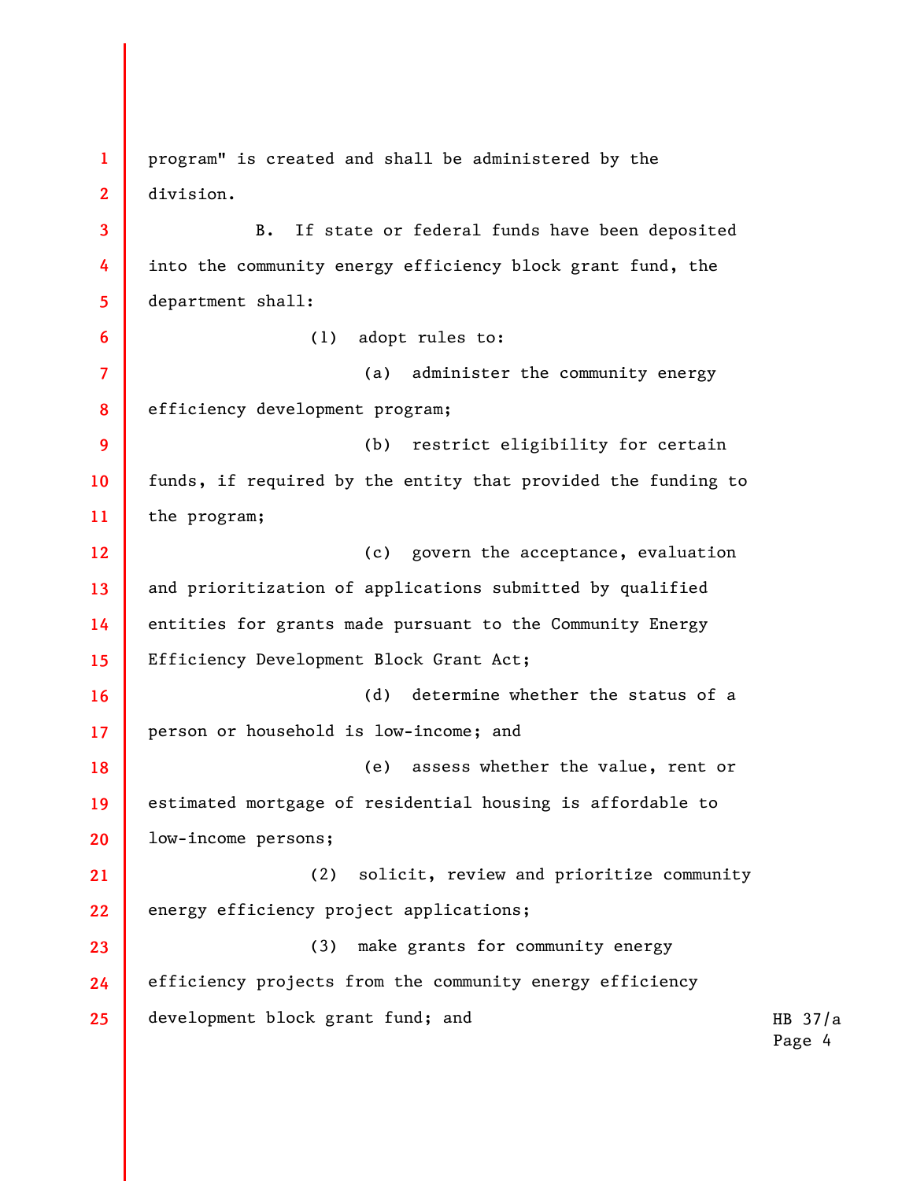program" is created and shall be administered by the division.

B. If state or federal funds have been deposited into the community energy efficiency block grant fund, the department shall:

(1) adopt rules to:

(a) administer the community energy efficiency development program;

(b) restrict eligibility for certain funds, if required by the entity that provided the funding to the program;

(c) govern the acceptance, evaluation and prioritization of applications submitted by qualified entities for grants made pursuant to the Community Energy Efficiency Development Block Grant Act;

(d) determine whether the status of a person or household is low-income; and

(e) assess whether the value, rent or estimated mortgage of residential housing is affordable to low-income persons;

(2) solicit, review and prioritize community energy efficiency project applications;

(3) make grants for community energy efficiency projects from the community energy efficiency development block grant fund; and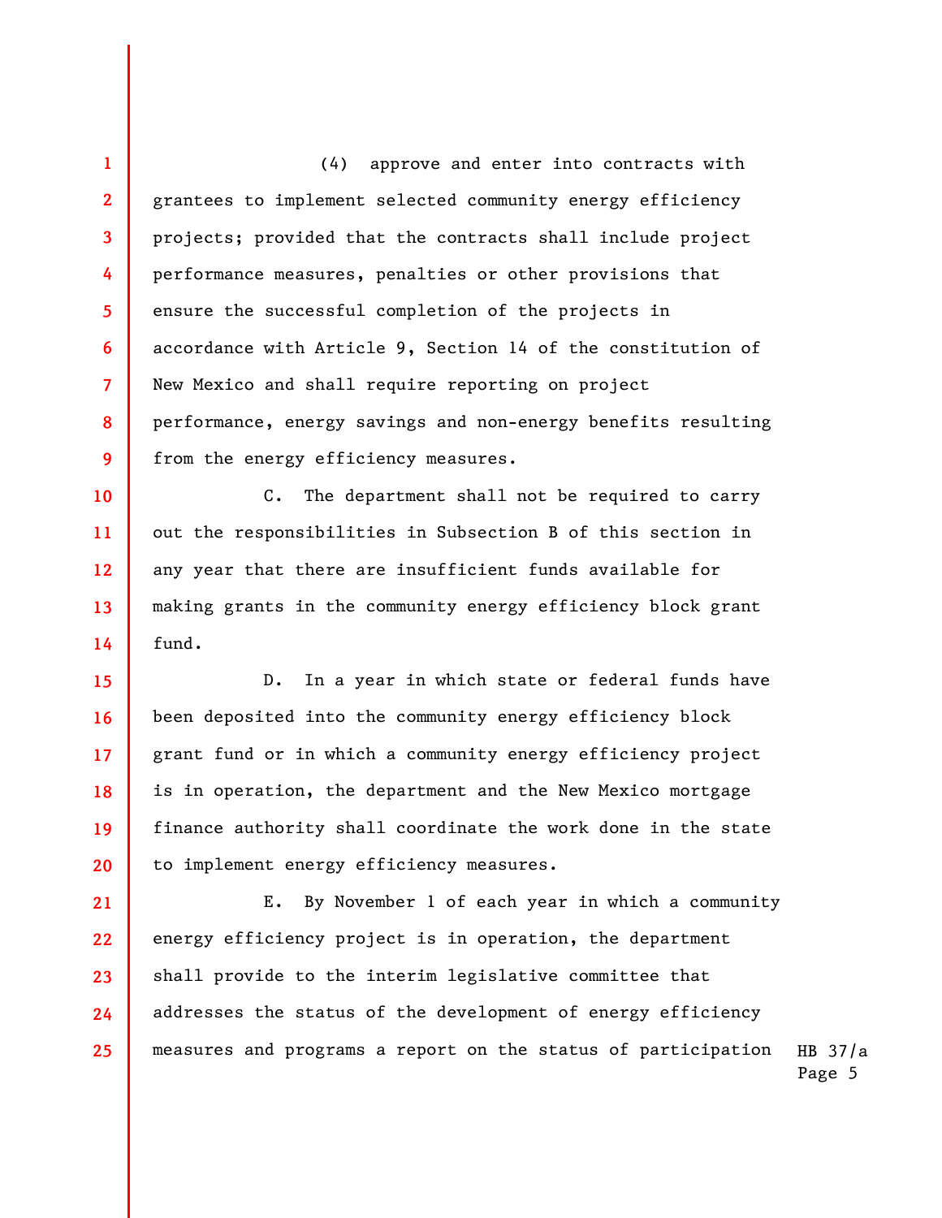(4) approve and enter into contracts with grantees to implement selected community energy efficiency projects; provided that the contracts shall include project performance measures, penalties or other provisions that ensure the successful completion of the projects in accordance with Article 9, Section 14 of the constitution of New Mexico and shall require reporting on project performance, energy savings and non-energy benefits resulting from the energy efficiency measures.

C. The department shall not be required to carry out the responsibilities in Subsection B of this section in any year that there are insufficient funds available for making grants in the community energy efficiency block grant fund.

D. In a year in which state or federal funds have been deposited into the community energy efficiency block grant fund or in which a community energy efficiency project is in operation, the department and the New Mexico mortgage finance authority shall coordinate the work done in the state to implement energy efficiency measures.

E. By November 1 of each year in which a community energy efficiency project is in operation, the department shall provide to the interim legislative committee that addresses the status of the development of energy efficiency measures and programs a report on the status of participation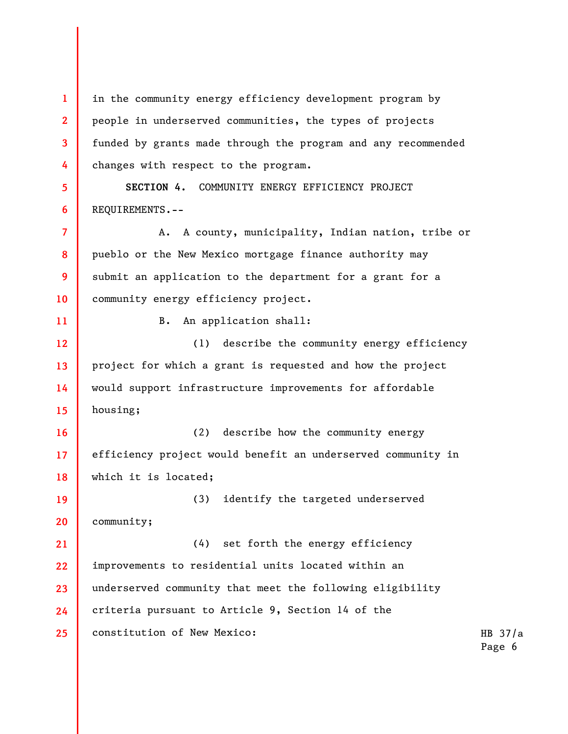in the community energy efficiency development program by people in underserved communities, the types of projects funded by grants made through the program and any recommended changes with respect to the program.

**SECTION 4.** COMMUNITY ENERGY EFFICIENCY PROJECT REQUIREMENTS.--

A. A county, municipality, Indian nation, tribe or pueblo or the New Mexico mortgage finance authority may submit an application to the department for a grant for a community energy efficiency project.

B. An application shall:

(1) describe the community energy efficiency project for which a grant is requested and how the project would support infrastructure improvements for affordable housing;

(2) describe how the community energy efficiency project would benefit an underserved community in which it is located;

(3) identify the targeted underserved community;

(4) set forth the energy efficiency improvements to residential units located within an underserved community that meet the following eligibility criteria pursuant to Article 9, Section 14 of the constitution of New Mexico: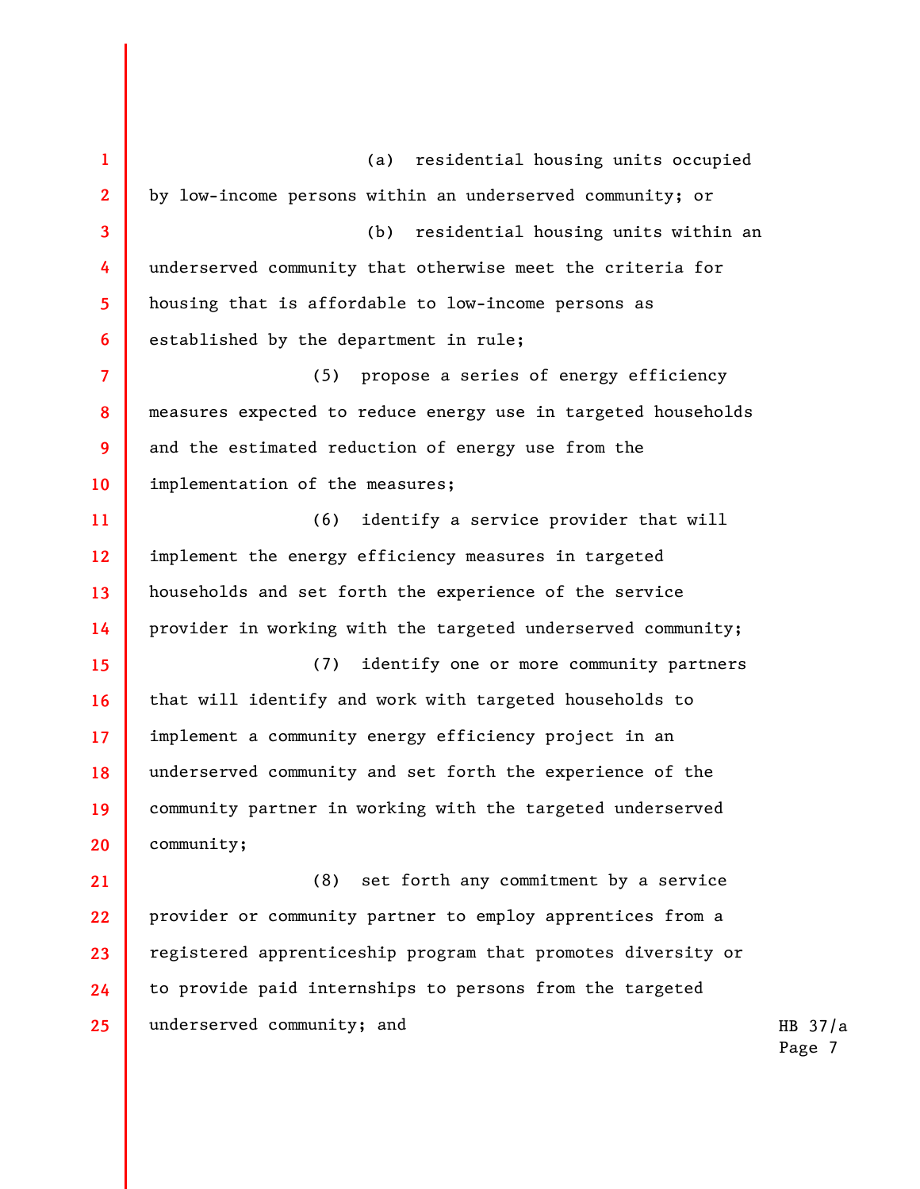(a) residential housing units occupied by low-income persons within an underserved community; or

(b) residential housing units within an underserved community that otherwise meet the criteria for housing that is affordable to low-income persons as established by the department in rule;

(5) propose a series of energy efficiency measures expected to reduce energy use in targeted households and the estimated reduction of energy use from the implementation of the measures;

(6) identify a service provider that will implement the energy efficiency measures in targeted households and set forth the experience of the service provider in working with the targeted underserved community;

(7) identify one or more community partners that will identify and work with targeted households to implement a community energy efficiency project in an underserved community and set forth the experience of the community partner in working with the targeted underserved community;

(8) set forth any commitment by a service provider or community partner to employ apprentices from a registered apprenticeship program that promotes diversity or to provide paid internships to persons from the targeted underserved community; and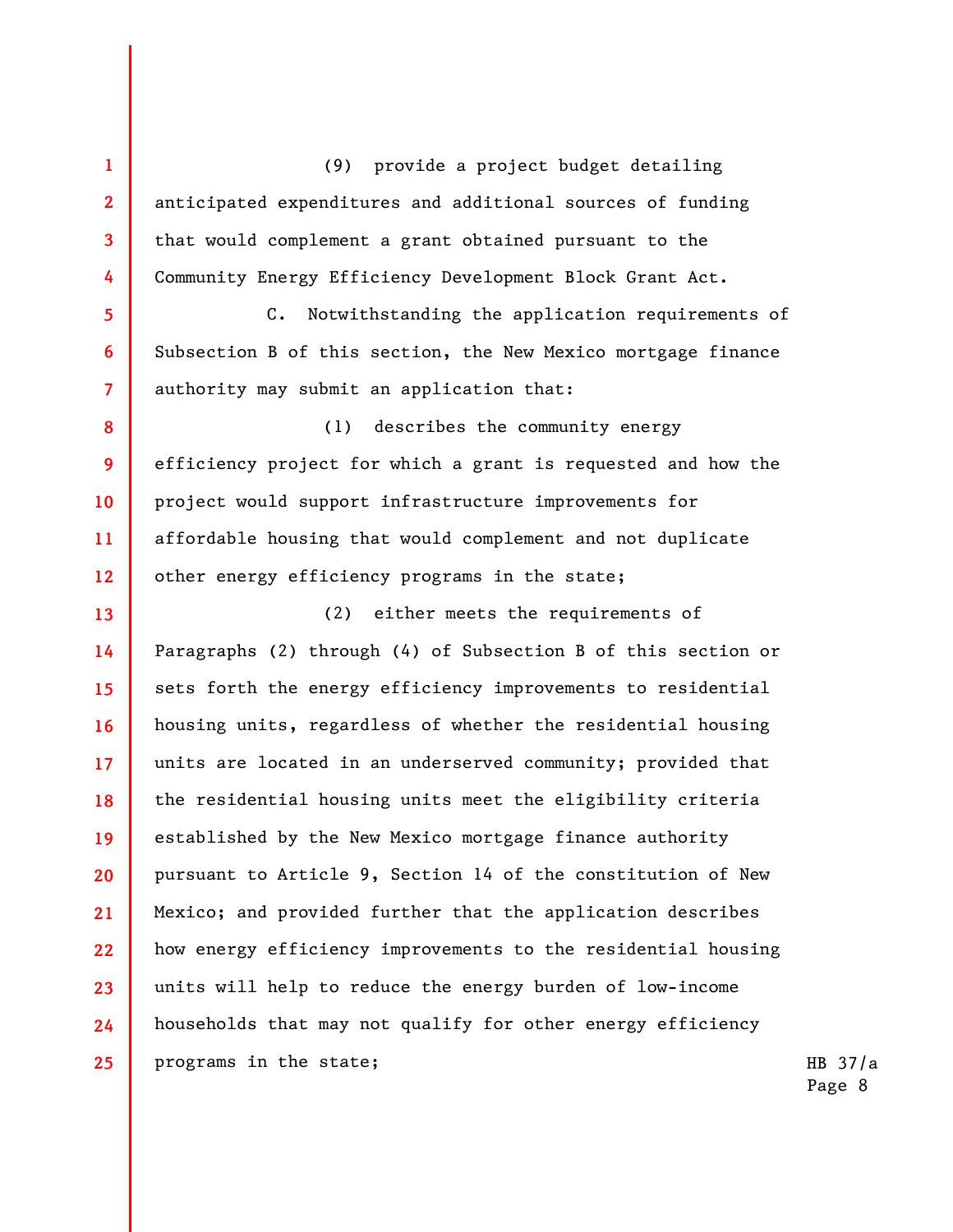(9) provide a project budget detailing anticipated expenditures and additional sources of funding that would complement a grant obtained pursuant to the Community Energy Efficiency Development Block Grant Act.

C. Notwithstanding the application requirements of Subsection B of this section, the New Mexico mortgage finance authority may submit an application that:

(1) describes the community energy efficiency project for which a grant is requested and how the project would support infrastructure improvements for affordable housing that would complement and not duplicate other energy efficiency programs in the state;

(2) either meets the requirements of Paragraphs (2) through (4) of Subsection B of this section or sets forth the energy efficiency improvements to residential housing units, regardless of whether the residential housing units are located in an underserved community; provided that the residential housing units meet the eligibility criteria established by the New Mexico mortgage finance authority pursuant to Article 9, Section 14 of the constitution of New Mexico; and provided further that the application describes how energy efficiency improvements to the residential housing units will help to reduce the energy burden of low-income households that may not qualify for other energy efficiency programs in the state;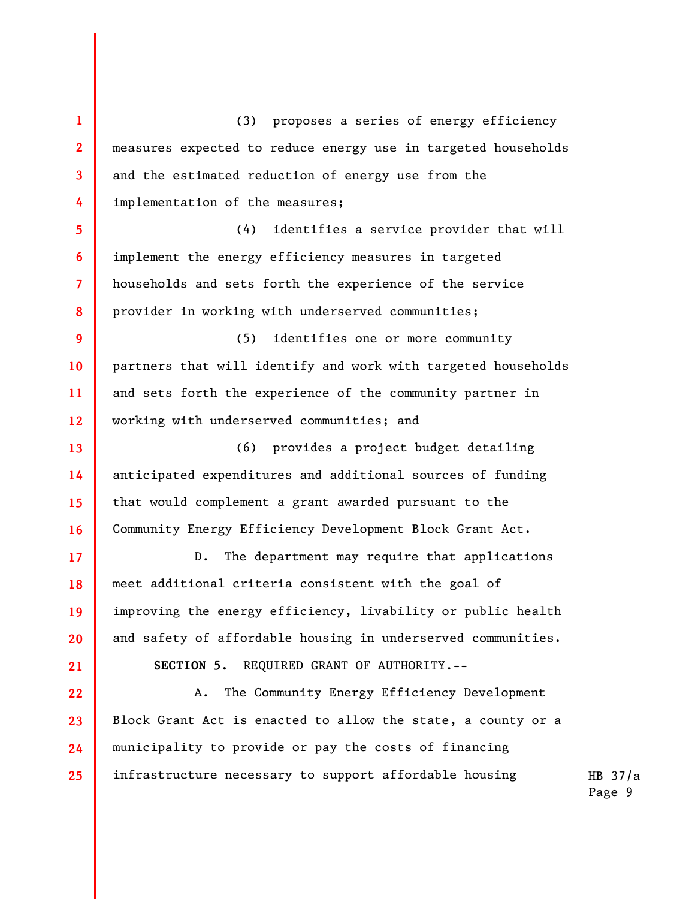(3) proposes a series of energy efficiency measures expected to reduce energy use in targeted households and the estimated reduction of energy use from the implementation of the measures;

(4) identifies a service provider that will implement the energy efficiency measures in targeted households and sets forth the experience of the service provider in working with underserved communities;

(5) identifies one or more community partners that will identify and work with targeted households and sets forth the experience of the community partner in working with underserved communities; and

(6) provides a project budget detailing anticipated expenditures and additional sources of funding that would complement a grant awarded pursuant to the Community Energy Efficiency Development Block Grant Act.

D. The department may require that applications meet additional criteria consistent with the goal of improving the energy efficiency, livability or public health and safety of affordable housing in underserved communities.

**SECTION 5. REQUIRED GRANT OF AUTHORITY.--**

A. The Community Energy Efficiency Development Block Grant Act is enacted to allow the state, a county or a municipality to provide or pay the costs of financing infrastructure necessary to support affordable housing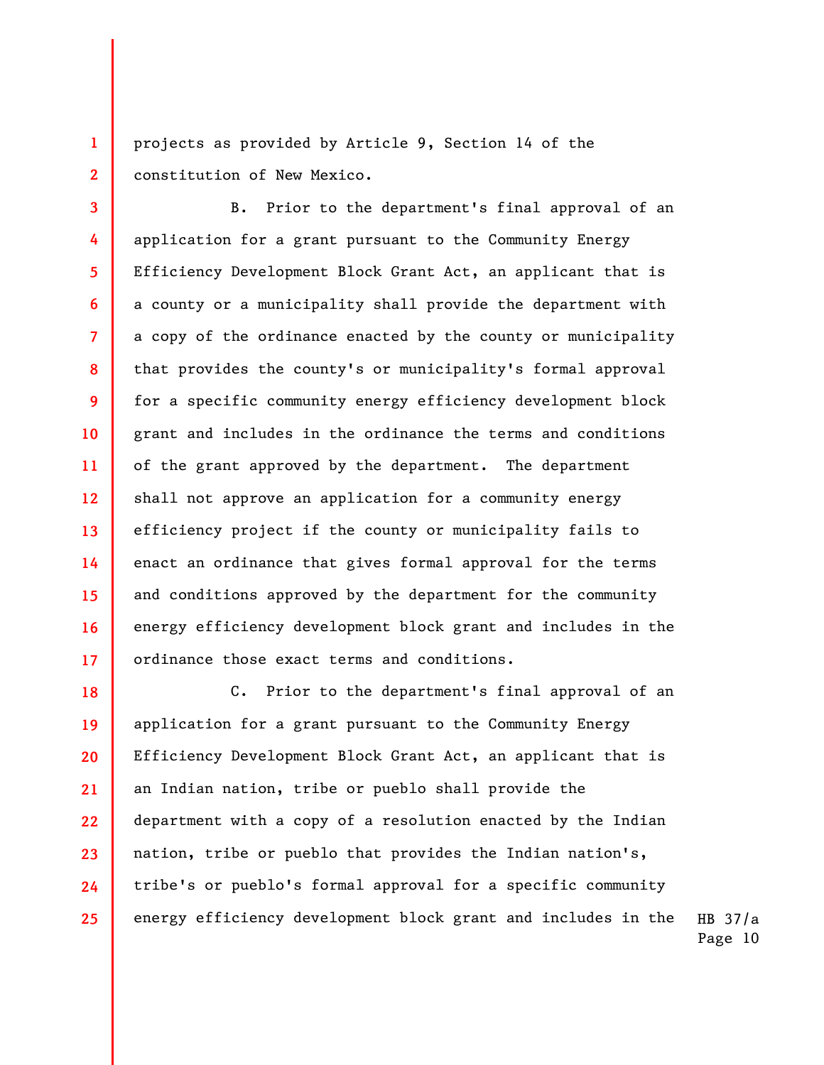projects as provided by Article 9, Section 14 of the constitution of New Mexico.

B. Prior to the department's final approval of an application for a grant pursuant to the Community Energy Efficiency Development Block Grant Act, an applicant that is a county or a municipality shall provide the department with a copy of the ordinance enacted by the county or municipality that provides the county's or municipality's formal approval for a specific community energy efficiency development block grant and includes in the ordinance the terms and conditions of the grant approved by the department. The department shall not approve an application for a community energy efficiency project if the county or municipality fails to enact an ordinance that gives formal approval for the terms and conditions approved by the department for the community energy efficiency development block grant and includes in the ordinance those exact terms and conditions.

C. Prior to the department's final approval of an application for a grant pursuant to the Community Energy Efficiency Development Block Grant Act, an applicant that is an Indian nation, tribe or pueblo shall provide the department with a copy of a resolution enacted by the Indian nation, tribe or pueblo that provides the Indian nation's, tribe's or pueblo's formal approval for a specific community energy efficiency development block grant and includes in the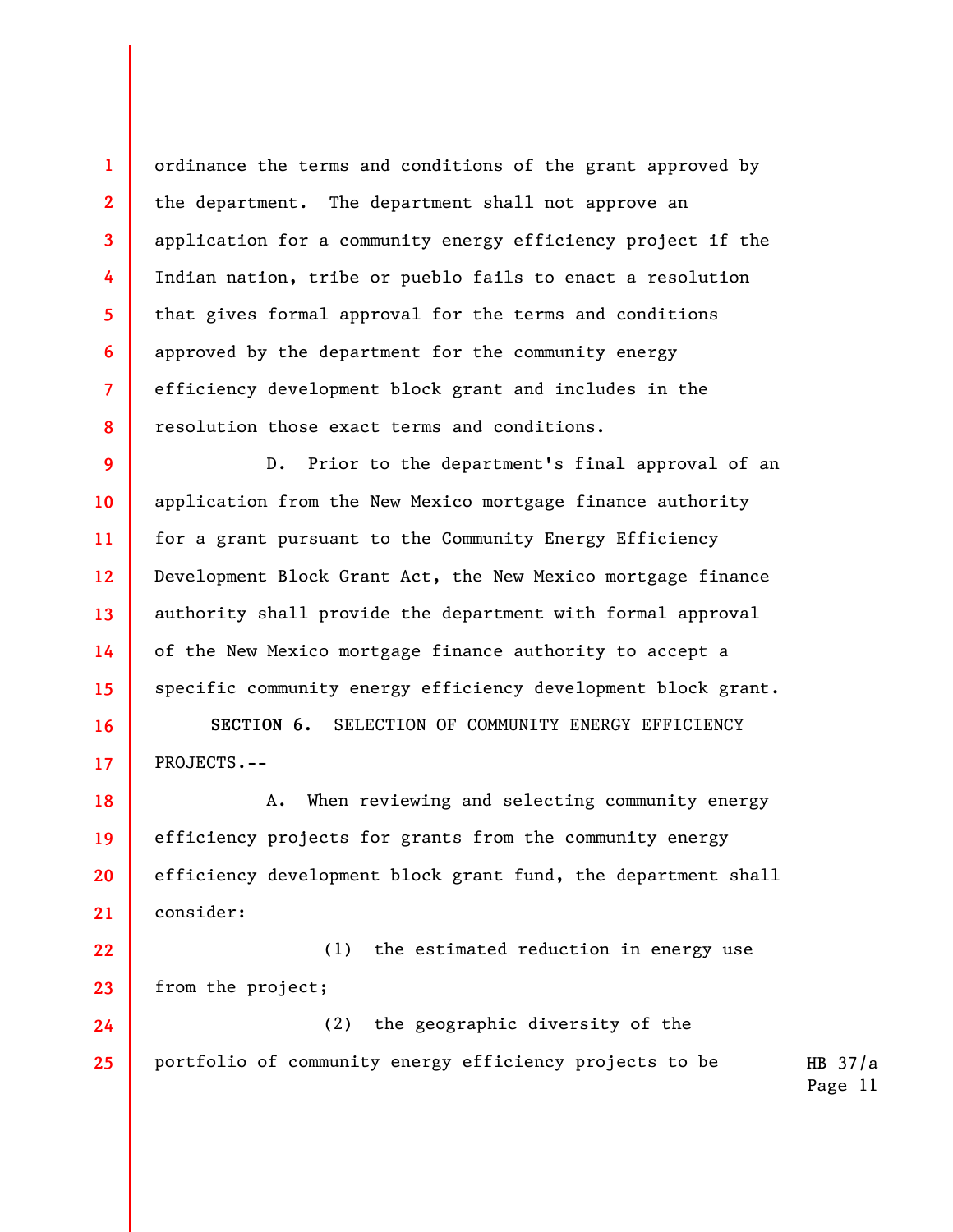ordinance the terms and conditions of the grant approved by the department. The department shall not approve an application for a community energy efficiency project if the Indian nation, tribe or pueblo fails to enact a resolution that gives formal approval for the terms and conditions approved by the department for the community energy efficiency development block grant and includes in the resolution those exact terms and conditions.

D. Prior to the department's final approval of an application from the New Mexico mortgage finance authority for a grant pursuant to the Community Energy Efficiency Development Block Grant Act, the New Mexico mortgage finance authority shall provide the department with formal approval of the New Mexico mortgage finance authority to accept a specific community energy efficiency development block grant.

**SECTION 6.** SELECTION OF COMMUNITY ENERGY EFFICIENCY PROJECTS.--

A. When reviewing and selecting community energy efficiency projects for grants from the community energy efficiency development block grant fund, the department shall consider:

(1) the estimated reduction in energy use from the project;

(2) the geographic diversity of the portfolio of community energy efficiency projects to be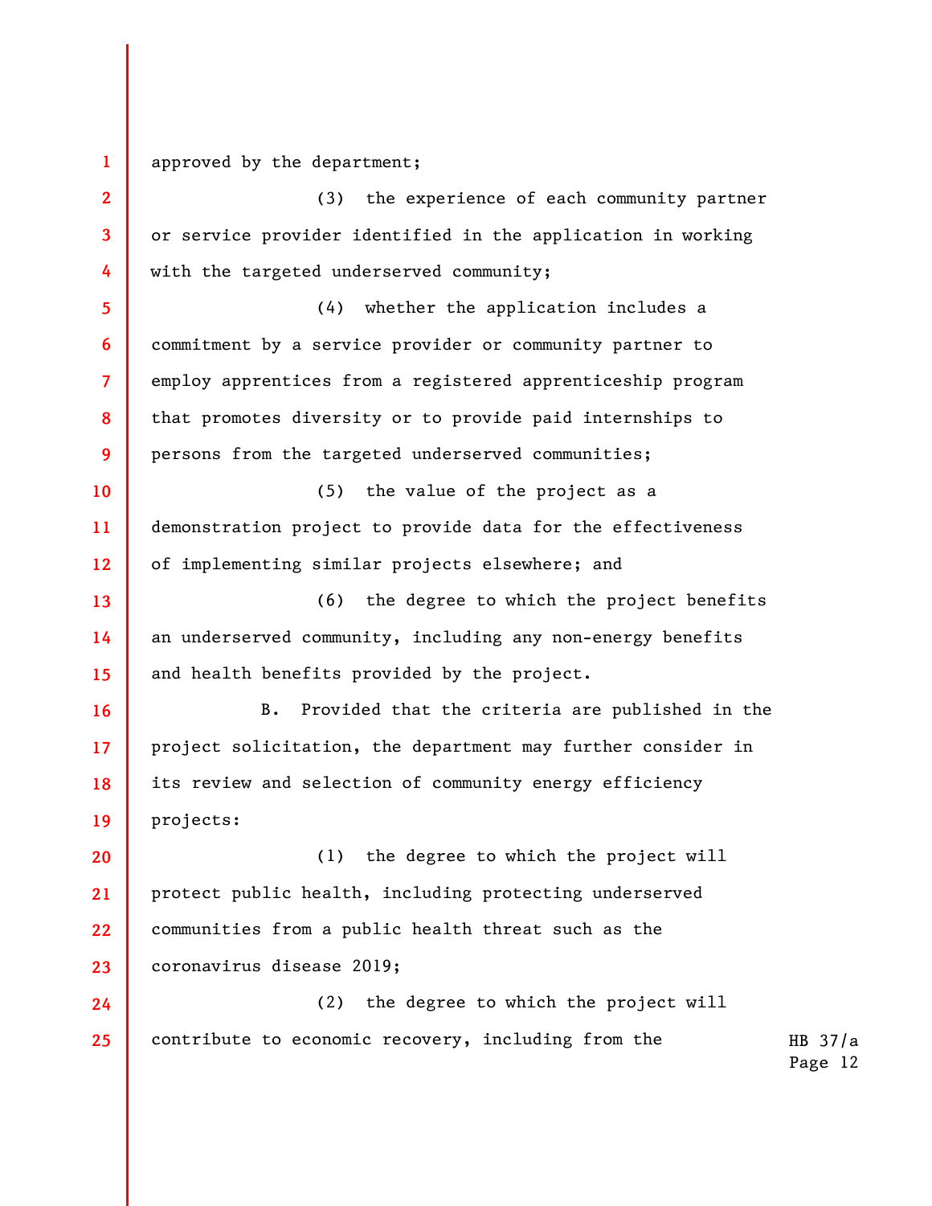approved by the department;

(3) the experience of each community partner or service provider identified in the application in working with the targeted underserved community;

(4) whether the application includes a commitment by a service provider or community partner to employ apprentices from a registered apprenticeship program that promotes diversity or to provide paid internships to persons from the targeted underserved communities;

(5) the value of the project as a demonstration project to provide data for the effectiveness of implementing similar projects elsewhere; and

(6) the degree to which the project benefits an underserved community, including any non-energy benefits and health benefits provided by the project.

B. Provided that the criteria are published in the project solicitation, the department may further consider in its review and selection of community energy efficiency projects:

(1) the degree to which the project will protect public health, including protecting underserved communities from a public health threat such as the coronavirus disease 2019;

(2) the degree to which the project will contribute to economic recovery, including from the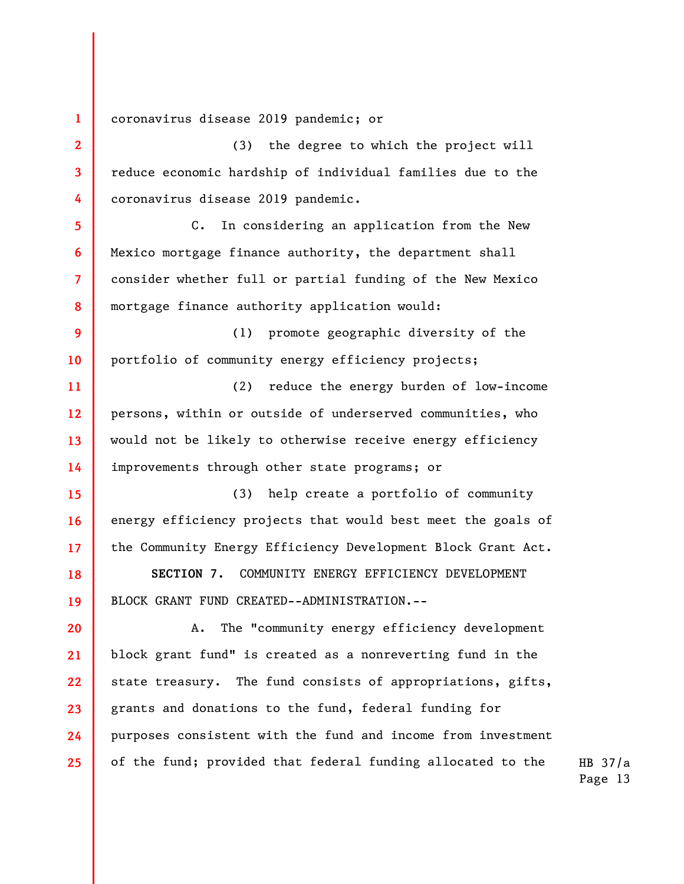coronavirus disease 2019 pandemic; or

(3) the degree to which the project will reduce economic hardship of individual families due to the coronavirus disease 2019 pandemic.

C. In considering an application from the New Mexico mortgage finance authority, the department shall consider whether full or partial funding of the New Mexico mortgage finance authority application would:

(1) promote geographic diversity of the portfolio of community energy efficiency projects;

(2) reduce the energy burden of low-income persons, within or outside of underserved communities, who would not be likely to otherwise receive energy efficiency improvements through other state programs; or

(3) help create a portfolio of community energy efficiency projects that would best meet the goals of the Community Energy Efficiency Development Block Grant Act.

**SECTION 7.** COMMUNITY ENERGY EFFICIENCY DEVELOPMENT BLOCK GRANT FUND CREATED--ADMINISTRATION.--

A. The "community energy efficiency development block grant fund" is created as a nonreverting fund in the state treasury. The fund consists of appropriations, gifts, grants and donations to the fund, federal funding for purposes consistent with the fund and income from investment of the fund; provided that federal funding allocated to the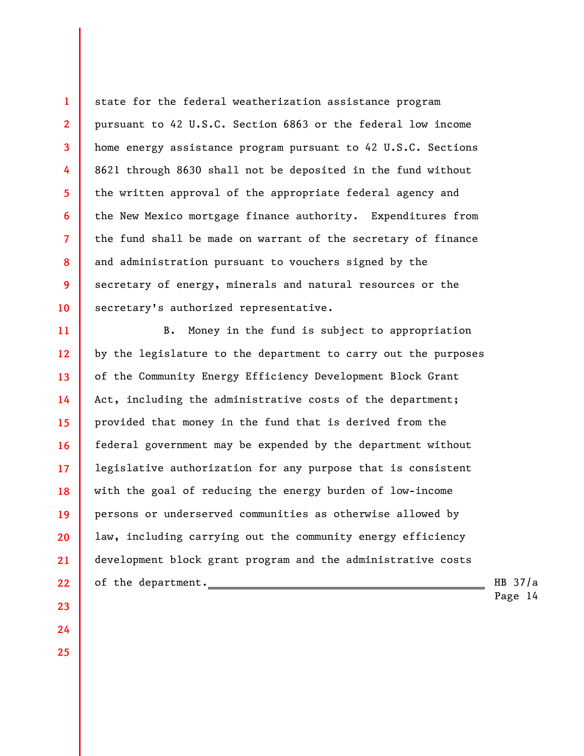state for the federal weatherization assistance program pursuant to 42 U.S.C. Section 6863 or the federal low income home energy assistance program pursuant to 42 U.S.C. Sections 8621 through 8630 shall not be deposited in the fund without the written approval of the appropriate federal agency and the New Mexico mortgage finance authority. Expenditures from the fund shall be made on warrant of the secretary of finance and administration pursuant to vouchers signed by the secretary of energy, minerals and natural resources or the secretary's authorized representative.

B. Money in the fund is subject to appropriation by the legislature to the department to carry out the purposes of the Community Energy Efficiency Development Block Grant Act, including the administrative costs of the department; provided that money in the fund that is derived from the federal government may be expended by the department without legislative authorization for any purpose that is consistent with the goal of reducing the energy burden of low-income persons or underserved communities as otherwise allowed by law, including carrying out the community energy efficiency development block grant program and the administrative costs of the department.